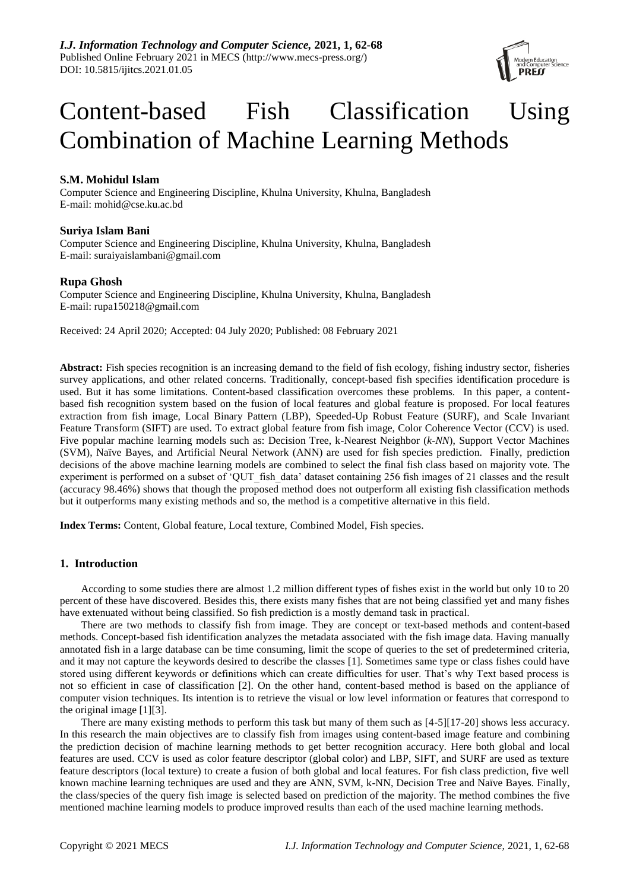# Content-based Fish Classification Using Combination of Machine Learning Methods

**S.M. Mohidul Islam**
Computer Science and Engineering Discipline, Khulna University, Khulna, Bangladesh
E-mail: mohid@cse.ku.ac.bd

**Suriya Islam Bani**
Computer Science and Engineering Discipline, Khulna University, Khulna, Bangladesh
E-mail: suraiyaislambani@gmail.com

**Rupa Ghosh**
Computer Science and Engineering Discipline, Khulna University, Khulna, Bangladesh
E-mail: rupa150218@gmail.com

Received: 24 April 2020; Accepted: 04 July 2020; Published: 08 February 2021

**Abstract:** Fish species recognition is an increasing demand to the field of fish ecology, fishing industry sector, fisheries survey applications, and other related concerns. Traditionally, concept-based fish specifies identification procedure is used. But it has some limitations. Content-based classification overcomes these problems. In this paper, a content-based fish recognition system based on the fusion of local features and global feature is proposed. For local features extraction from fish image, Local Binary Pattern (LBP), Speeded-Up Robust Feature (SURF), and Scale Invariant Feature Transform (SIFT) are used. To extract global feature from fish image, Color Coherence Vector (CCV) is used. Five popular machine learning models such as: Decision Tree, k-Nearest Neighbor (*k-NN*), Support Vector Machines (SVM), Naïve Bayes, and Artificial Neural Network (ANN) are used for fish species prediction. Finally, prediction decisions of the above machine learning models are combined to select the final fish class based on majority vote. The experiment is performed on a subset of 'QUT_fish_data' dataset containing 256 fish images of 21 classes and the result (accuracy 98.46%) shows that though the proposed method does not outperform all existing fish classification methods but it outperforms many existing methods and so, the method is a competitive alternative in this field.

**Index Terms:** Content, Global feature, Local texture, Combined Model, Fish species.

## 1. Introduction

According to some studies there are almost 1.2 million different types of fishes exist in the world but only 10 to 20 percent of these have discovered. Besides this, there exists many fishes that are not being classified yet and many fishes have extenuated without being classified. So fish prediction is a mostly demand task in practical.

There are two methods to classify fish from image. They are concept or text-based methods and content-based methods. Concept-based fish identification analyzes the metadata associated with the fish image data. Having manually annotated fish in a large database can be time consuming, limit the scope of queries to the set of predetermined criteria, and it may not capture the keywords desired to describe the classes [1]. Sometimes same type or class fishes could have stored using different keywords or definitions which can create difficulties for user. That's why Text based process is not so efficient in case of classification [2]. On the other hand, content-based method is based on the appliance of computer vision techniques. Its intention is to retrieve the visual or low level information or features that correspond to the original image [1][3].

There are many existing methods to perform this task but many of them such as [4-5][17-20] shows less accuracy. In this research the main objectives are to classify fish from images using content-based image feature and combining the prediction decision of machine learning methods to get better recognition accuracy. Here both global and local features are used. CCV is used as color feature descriptor (global color) and LBP, SIFT, and SURF are used as texture feature descriptors (local texture) to create a fusion of both global and local features. For fish class prediction, five well known machine learning techniques are used and they are ANN, SVM, k-NN, Decision Tree and Naïve Bayes. Finally, the class/species of the query fish image is selected based on prediction of the majority. The method combines the five mentioned machine learning models to produce improved results than each of the used machine learning methods.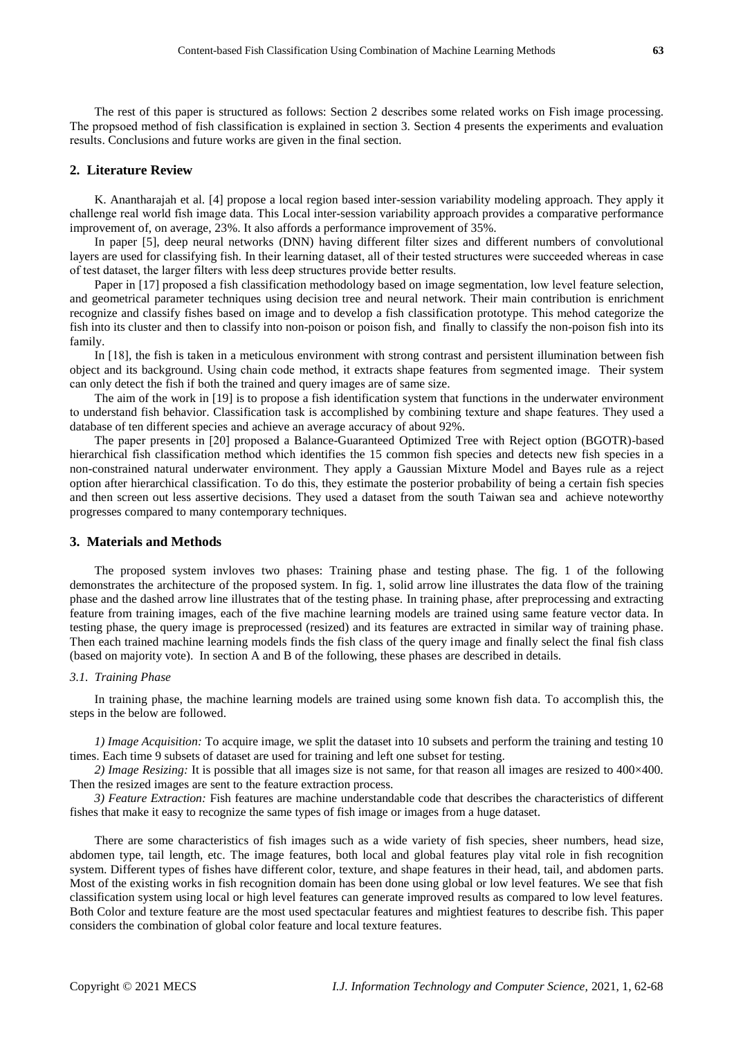The rest of this paper is structured as follows: Section 2 describes some related works on Fish image processing. The propsoed method of fish classification is explained in section 3. Section 4 presents the experiments and evaluation results. Conclusions and future works are given in the final section.

## 2. Literature Review

K. Anantharajah et al. [4] propose a local region based inter-session variability modeling approach. They apply it challenge real world fish image data. This Local inter-session variability approach provides a comparative performance improvement of, on average, 23%. It also affords a performance improvement of 35%.

In paper [5], deep neural networks (DNN) having different filter sizes and different numbers of convolutional layers are used for classifying fish. In their learning dataset, all of their tested structures were succeeded whereas in case of test dataset, the larger filters with less deep structures provide better results.

Paper in [17] proposed a fish classification methodology based on image segmentation, low level feature selection, and geometrical parameter techniques using decision tree and neural network. Their main contribution is enrichment recognize and classify fishes based on image and to develop a fish classification prototype. This mehod categorize the fish into its cluster and then to classify into non-poison or poison fish, and finally to classify the non-poison fish into its family.

In [18], the fish is taken in a meticulous environment with strong contrast and persistent illumination between fish object and its background. Using chain code method, it extracts shape features from segmented image. Their system can only detect the fish if both the trained and query images are of same size.

The aim of the work in [19] is to propose a fish identification system that functions in the underwater environment to understand fish behavior. Classification task is accomplished by combining texture and shape features. They used a database of ten different species and achieve an average accuracy of about 92%.

The paper presents in [20] proposed a Balance-Guaranteed Optimized Tree with Reject option (BGOTR)-based hierarchical fish classification method which identifies the 15 common fish species and detects new fish species in a non-constrained natural underwater environment. They apply a Gaussian Mixture Model and Bayes rule as a reject option after hierarchical classification. To do this, they estimate the posterior probability of being a certain fish species and then screen out less assertive decisions. They used a dataset from the south Taiwan sea and achieve noteworthy progresses compared to many contemporary techniques.

## 3. Materials and Methods

The proposed system invloves two phases: Training phase and testing phase. The fig. 1 of the following demonstrates the architecture of the proposed system. In fig. 1, solid arrow line illustrates the data flow of the training phase and the dashed arrow line illustrates that of the testing phase. In training phase, after preprocessing and extracting feature from training images, each of the five machine learning models are trained using same feature vector data. In testing phase, the query image is preprocessed (resized) and its features are extracted in similar way of training phase. Then each trained machine learning models finds the fish class of the query image and finally select the final fish class (based on majority vote). In section A and B of the following, these phases are described in details.

### *3.1. Training Phase*

In training phase, the machine learning models are trained using some known fish data. To accomplish this, the steps in the below are followed.

*1) Image Acquisition:* To acquire image, we split the dataset into 10 subsets and perform the training and testing 10 times. Each time 9 subsets of dataset are used for training and left one subset for testing.

*2) Image Resizing:* It is possible that all images size is not same, for that reason all images are resized to 400×400. Then the resized images are sent to the feature extraction process.

*3) Feature Extraction:* Fish features are machine understandable code that describes the characteristics of different fishes that make it easy to recognize the same types of fish image or images from a huge dataset.

There are some characteristics of fish images such as a wide variety of fish species, sheer numbers, head size, abdomen type, tail length, etc. The image features, both local and global features play vital role in fish recognition system. Different types of fishes have different color, texture, and shape features in their head, tail, and abdomen parts. Most of the existing works in fish recognition domain has been done using global or low level features. We see that fish classification system using local or high level features can generate improved results as compared to low level features. Both Color and texture feature are the most used spectacular features and mightiest features to describe fish. This paper considers the combination of global color feature and local texture features.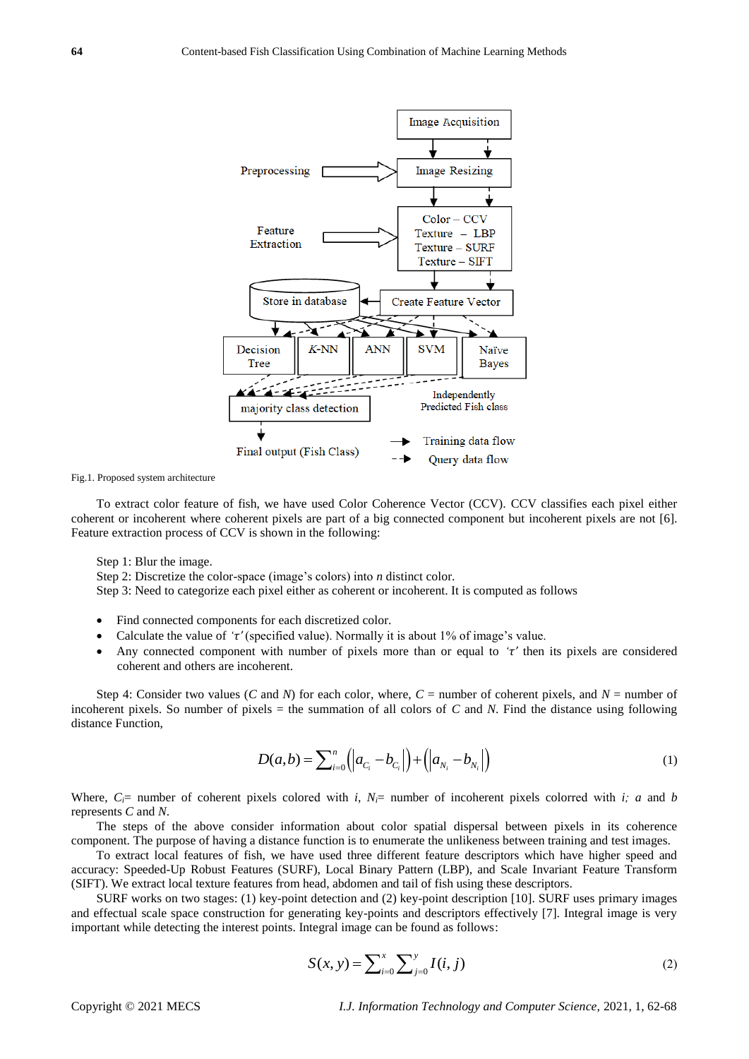Fig.1. Proposed system architecture

To extract color feature of fish, we have used Color Coherence Vector (CCV). CCV classifies each pixel either coherent or incoherent where coherent pixels are part of a big connected component but incoherent pixels are not [6]. Feature extraction process of CCV is shown in the following:

Step 1: Blur the image.
Step 2: Discretize the color-space (image's colors) into *n* distinct color.
Step 3: Need to categorize each pixel either as coherent or incoherent. It is computed as follows

- Find connected components for each discretized color.
- Calculate the value of '$\tau$' (specified value). Normally it is about 1% of image's value.
- Any connected component with number of pixels more than or equal to '$\tau$' then its pixels are considered coherent and others are incoherent.

Step 4: Consider two values ($C$ and $N$) for each color, where, $C$ = number of coherent pixels, and $N$ = number of incoherent pixels. So number of pixels = the summation of all colors of $C$ and $N$. Find the distance using following distance Function,

$$D(a,b) = \sum_{i=0}^{n} \left( \left| a_{C_i} - b_{C_i} \right| \right) + \left( \left| a_{N_i} - b_{N_i} \right| \right) \tag{1}$$

Where, $C_i$= number of coherent pixels colored with $i$, $N_i$= number of incoherent pixels colorred with $i$; $a$ and $b$ represents $C$ and $N$.

The steps of the above consider information about color spatial dispersal between pixels in its coherence component. The purpose of having a distance function is to enumerate the unlikeness between training and test images.

To extract local features of fish, we have used three different feature descriptors which have higher speed and accuracy: Speeded-Up Robust Features (SURF), Local Binary Pattern (LBP), and Scale Invariant Feature Transform (SIFT). We extract local texture features from head, abdomen and tail of fish using these descriptors.

SURF works on two stages: (1) key-point detection and (2) key-point description [10]. SURF uses primary images and effectual scale space construction for generating key-points and descriptors effectively [7]. Integral image is very important while detecting the interest points. Integral image can be found as follows:

$$S(x,y) = \sum_{i=0}^{x} \sum_{j=0}^{y} I(i,j) \tag{2}$$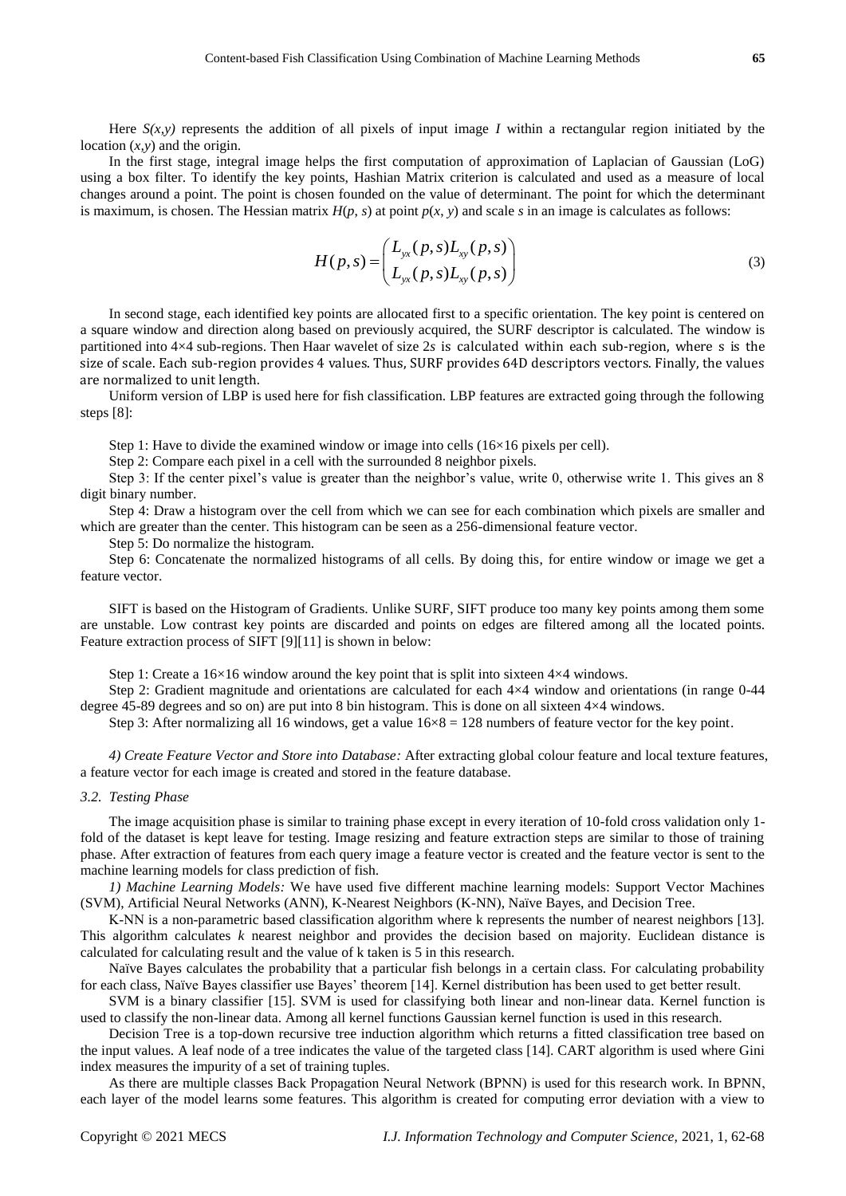Here $S(x,y)$ represents the addition of all pixels of input image $I$ within a rectangular region initiated by the location $(x,y)$ and the origin.

In the first stage, integral image helps the first computation of approximation of Laplacian of Gaussian (LoG) using a box filter. To identify the key points, Hashian Matrix criterion is calculated and used as a measure of local changes around a point. The point is chosen founded on the value of determinant. The point for which the determinant is maximum, is chosen. The Hessian matrix $H(p, s)$ at point $p(x, y)$ and scale $s$ in an image is calculates as follows:

$$H(p,s) = \begin{pmatrix} L_{yx}(p,s) L_{xy}(p,s) \\ L_{yx}(p,s) L_{xy}(p,s) \end{pmatrix} \tag{3}$$

In second stage, each identified key points are allocated first to a specific orientation. The key point is centered on a square window and direction along based on previously acquired, the SURF descriptor is calculated. The window is partitioned into 4×4 sub-regions. Then Haar wavelet of size 2$s$ is calculated within each sub-region, where s is the size of scale. Each sub-region provides 4 values. Thus, SURF provides 64D descriptors vectors. Finally, the values are normalized to unit length.

Uniform version of LBP is used here for fish classification. LBP features are extracted going through the following steps [8]:

Step 1: Have to divide the examined window or image into cells (16×16 pixels per cell).

Step 2: Compare each pixel in a cell with the surrounded 8 neighbor pixels.

Step 3: If the center pixel's value is greater than the neighbor's value, write 0, otherwise write 1. This gives an 8 digit binary number.

Step 4: Draw a histogram over the cell from which we can see for each combination which pixels are smaller and which are greater than the center. This histogram can be seen as a 256-dimensional feature vector.

Step 5: Do normalize the histogram.

Step 6: Concatenate the normalized histograms of all cells. By doing this, for entire window or image we get a feature vector.

SIFT is based on the Histogram of Gradients. Unlike SURF, SIFT produce too many key points among them some are unstable. Low contrast key points are discarded and points on edges are filtered among all the located points. Feature extraction process of SIFT [9][11] is shown in below:

Step 1: Create a 16×16 window around the key point that is split into sixteen 4×4 windows.

Step 2: Gradient magnitude and orientations are calculated for each 4×4 window and orientations (in range 0-44 degree 45-89 degrees and so on) are put into 8 bin histogram. This is done on all sixteen 4×4 windows.

Step 3: After normalizing all 16 windows, get a value 16×8 = 128 numbers of feature vector for the key point.

*4) Create Feature Vector and Store into Database:* After extracting global colour feature and local texture features, a feature vector for each image is created and stored in the feature database.

### *3.2. Testing Phase*

The image acquisition phase is similar to training phase except in every iteration of 10-fold cross validation only 1-fold of the dataset is kept leave for testing. Image resizing and feature extraction steps are similar to those of training phase. After extraction of features from each query image a feature vector is created and the feature vector is sent to the machine learning models for class prediction of fish.

*1) Machine Learning Models:* We have used five different machine learning models: Support Vector Machines (SVM), Artificial Neural Networks (ANN), K-Nearest Neighbors (K-NN), Naïve Bayes, and Decision Tree.

K-NN is a non-parametric based classification algorithm where k represents the number of nearest neighbors [13]. This algorithm calculates $k$ nearest neighbor and provides the decision based on majority. Euclidean distance is calculated for calculating result and the value of k taken is 5 in this research.

Naïve Bayes calculates the probability that a particular fish belongs in a certain class. For calculating probability for each class, Naïve Bayes classifier use Bayes' theorem [14]. Kernel distribution has been used to get better result.

SVM is a binary classifier [15]. SVM is used for classifying both linear and non-linear data. Kernel function is used to classify the non-linear data. Among all kernel functions Gaussian kernel function is used in this research.

Decision Tree is a top-down recursive tree induction algorithm which returns a fitted classification tree based on the input values. A leaf node of a tree indicates the value of the targeted class [14]. CART algorithm is used where Gini index measures the impurity of a set of training tuples.

As there are multiple classes Back Propagation Neural Network (BPNN) is used for this research work. In BPNN, each layer of the model learns some features. This algorithm is created for computing error deviation with a view to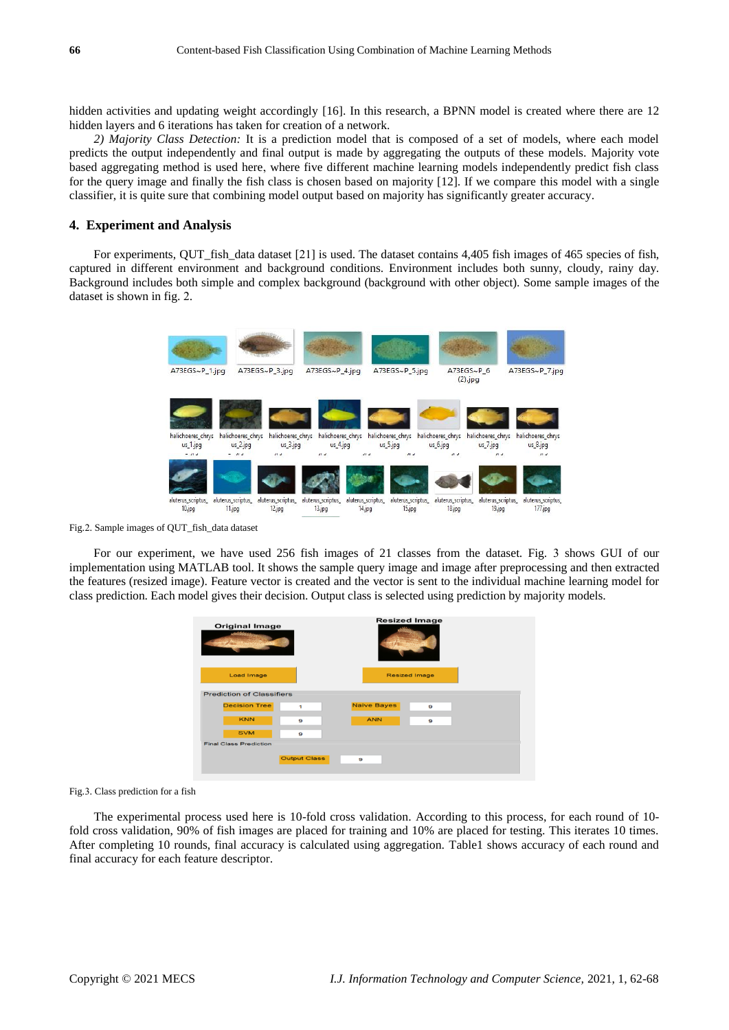hidden activities and updating weight accordingly [16]. In this research, a BPNN model is created where there are 12 hidden layers and 6 iterations has taken for creation of a network.

*2) Majority Class Detection:* It is a prediction model that is composed of a set of models, where each model predicts the output independently and final output is made by aggregating the outputs of these models. Majority vote based aggregating method is used here, where five different machine learning models independently predict fish class for the query image and finally the fish class is chosen based on majority [12]. If we compare this model with a single classifier, it is quite sure that combining model output based on majority has significantly greater accuracy.

## 4. Experiment and Analysis

For experiments, QUT_fish_data dataset [21] is used. The dataset contains 4,405 fish images of 465 species of fish, captured in different environment and background conditions. Environment includes both sunny, cloudy, rainy day. Background includes both simple and complex background (background with other object). Some sample images of the dataset is shown in fig. 2.

Fig.2. Sample images of QUT_fish_data dataset

For our experiment, we have used 256 fish images of 21 classes from the dataset. Fig. 3 shows GUI of our implementation using MATLAB tool. It shows the sample query image and image after preprocessing and then extracted the features (resized image). Feature vector is created and the vector is sent to the individual machine learning model for class prediction. Each model gives their decision. Output class is selected using prediction by majority models.

Fig.3. Class prediction for a fish

The experimental process used here is 10-fold cross validation. According to this process, for each round of 10-fold cross validation, 90% of fish images are placed for training and 10% are placed for testing. This iterates 10 times. After completing 10 rounds, final accuracy is calculated using aggregation. Table1 shows accuracy of each round and final accuracy for each feature descriptor.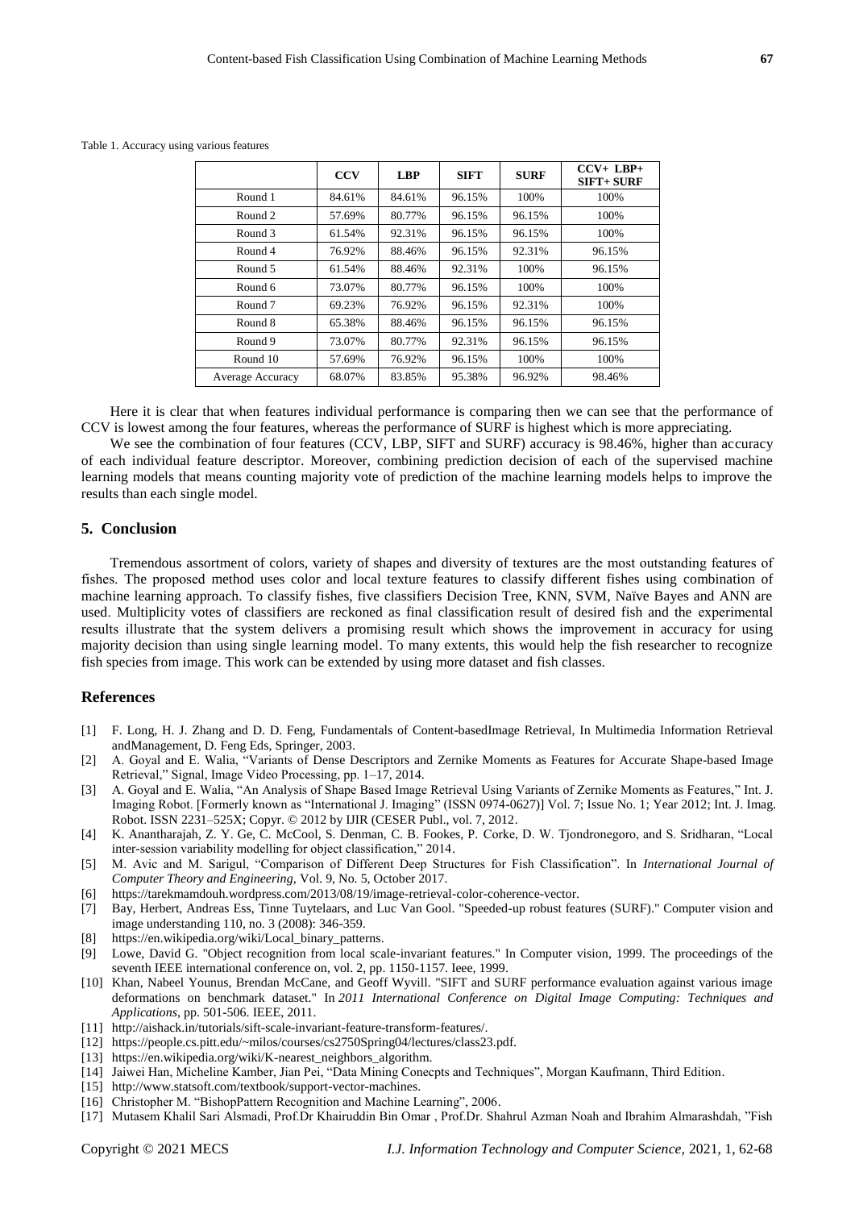Table 1. Accuracy using various features

| | CCV | LBP | SIFT | SURF | CCV+ LBP+ SIFT+ SURF |
|---|---|---|---|---|---|
| Round 1 | 84.61% | 84.61% | 96.15% | 100% | 100% |
| Round 2 | 57.69% | 80.77% | 96.15% | 96.15% | 100% |
| Round 3 | 61.54% | 92.31% | 96.15% | 96.15% | 100% |
| Round 4 | 76.92% | 88.46% | 96.15% | 92.31% | 96.15% |
| Round 5 | 61.54% | 88.46% | 92.31% | 100% | 96.15% |
| Round 6 | 73.07% | 80.77% | 96.15% | 100% | 100% |
| Round 7 | 69.23% | 76.92% | 96.15% | 92.31% | 100% |
| Round 8 | 65.38% | 88.46% | 96.15% | 96.15% | 96.15% |
| Round 9 | 73.07% | 80.77% | 92.31% | 96.15% | 96.15% |
| Round 10 | 57.69% | 76.92% | 96.15% | 100% | 100% |
| Average Accuracy | 68.07% | 83.85% | 95.38% | 96.92% | 98.46% |

Here it is clear that when features individual performance is comparing then we can see that the performance of CCV is lowest among the four features, whereas the performance of SURF is highest which is more appreciating.

We see the combination of four features (CCV, LBP, SIFT and SURF) accuracy is 98.46%, higher than accuracy of each individual feature descriptor. Moreover, combining prediction decision of each of the supervised machine learning models that means counting majority vote of prediction of the machine learning models helps to improve the results than each single model.

## 5. Conclusion

Tremendous assortment of colors, variety of shapes and diversity of textures are the most outstanding features of fishes. The proposed method uses color and local texture features to classify different fishes using combination of machine learning approach. To classify fishes, five classifiers Decision Tree, KNN, SVM, Naïve Bayes and ANN are used. Multiplicity votes of classifiers are reckoned as final classification result of desired fish and the experimental results illustrate that the system delivers a promising result which shows the improvement in accuracy for using majority decision than using single learning model. To many extents, this would help the fish researcher to recognize fish species from image. This work can be extended by using more dataset and fish classes.

## References

[1] F. Long, H. J. Zhang and D. D. Feng, Fundamentals of Content-basedImage Retrieval, In Multimedia Information Retrieval andManagement, D. Feng Eds, Springer, 2003.

[2] A. Goyal and E. Walia, "Variants of Dense Descriptors and Zernike Moments as Features for Accurate Shape-based Image Retrieval," Signal, Image Video Processing, pp. 1–17, 2014.

[3] A. Goyal and E. Walia, "An Analysis of Shape Based Image Retrieval Using Variants of Zernike Moments as Features," Int. J. Imaging Robot. [Formerly known as "International J. Imaging" (ISSN 0974-0627)] Vol. 7; Issue No. 1; Year 2012; Int. J. Imag. Robot. ISSN 2231–525X; Copyr. © 2012 by IJIR (CESER Publ., vol. 7, 2012.

[4] K. Anantharajah, Z. Y. Ge, C. McCool, S. Denman, C. B. Fookes, P. Corke, D. W. Tjondronegoro, and S. Sridharan, "Local inter-session variability modelling for object classification," 2014.

[5] M. Avic and M. Sarigul, "Comparison of Different Deep Structures for Fish Classification". In *International Journal of Computer Theory and Engineering,* Vol. 9, No. 5, October 2017.

[6] https://tarekmamdouh.wordpress.com/2013/08/19/image-retrieval-color-coherence-vector.

[7] Bay, Herbert, Andreas Ess, Tinne Tuytelaars, and Luc Van Gool. "Speeded-up robust features (SURF)." Computer vision and image understanding 110, no. 3 (2008): 346-359.

[8] https://en.wikipedia.org/wiki/Local_binary_patterns.

[9] Lowe, David G. "Object recognition from local scale-invariant features." In Computer vision, 1999. The proceedings of the seventh IEEE international conference on, vol. 2, pp. 1150-1157. Ieee, 1999.

[10] Khan, Nabeel Younus, Brendan McCane, and Geoff Wyvill. "SIFT and SURF performance evaluation against various image deformations on benchmark dataset." In *2011 International Conference on Digital Image Computing: Techniques and Applications*, pp. 501-506. IEEE, 2011.

[11] http://aishack.in/tutorials/sift-scale-invariant-feature-transform-features/.

[12] https://people.cs.pitt.edu/~milos/courses/cs2750Spring04/lectures/class23.pdf.

[13] https://en.wikipedia.org/wiki/K-nearest_neighbors_algorithm.

[14] Jaiwei Han, Micheline Kamber, Jian Pei, "Data Mining Conecpts and Techniques", Morgan Kaufmann, Third Edition.

[15] http://www.statsoft.com/textbook/support-vector-machines.

[16] Christopher M. "BishopPattern Recognition and Machine Learning", 2006.

[17] Mutasem Khalil Sari Alsmadi, Prof.Dr Khairuddin Bin Omar , Prof.Dr. Shahrul Azman Noah and Ibrahim Almarashdah, "Fish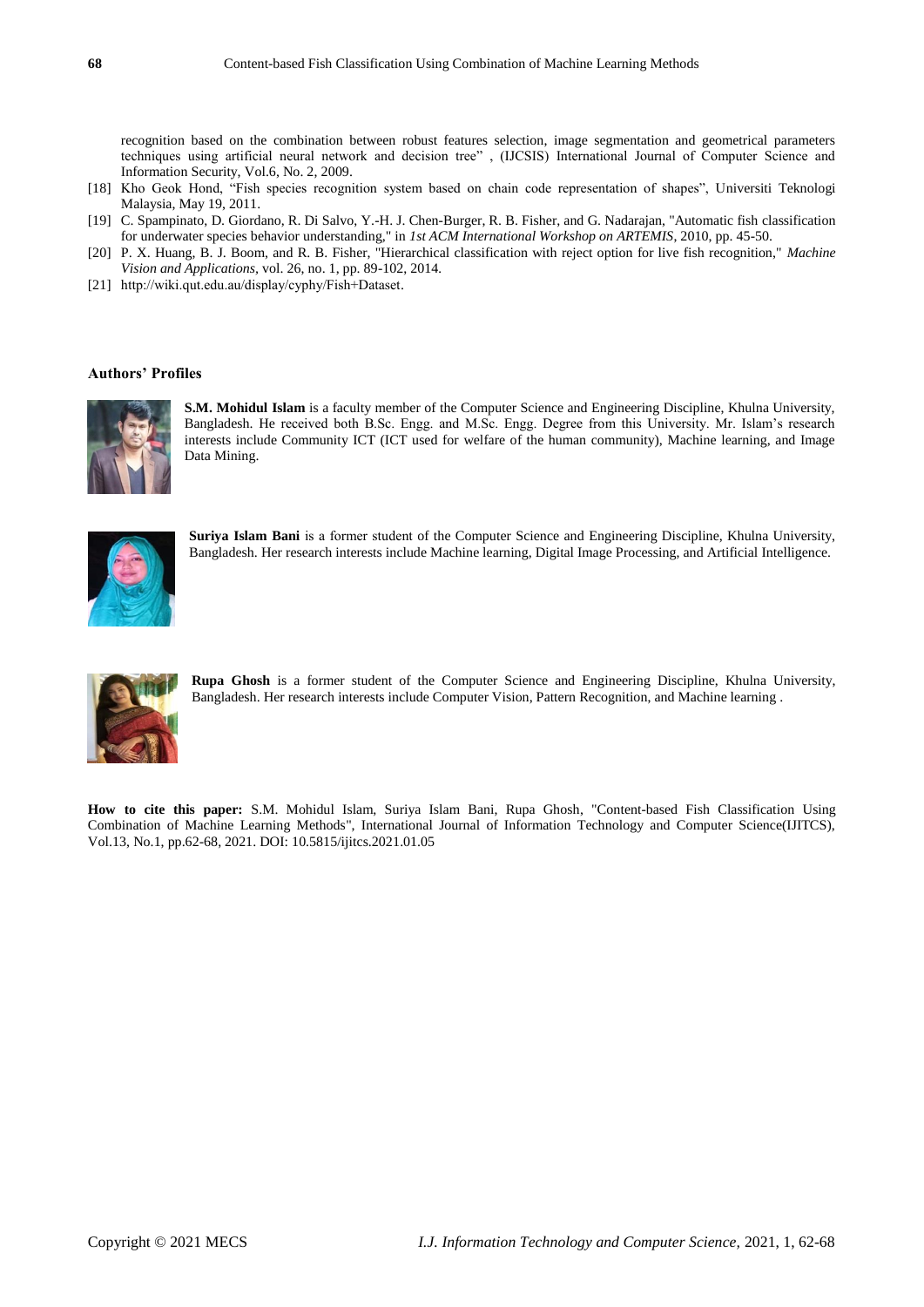recognition based on the combination between robust features selection, image segmentation and geometrical parameters techniques using artificial neural network and decision tree" , (IJCSIS) International Journal of Computer Science and Information Security, Vol.6, No. 2, 2009.

[18] Kho Geok Hond, "Fish species recognition system based on chain code representation of shapes", Universiti Teknologi Malaysia, May 19, 2011.

[19] C. Spampinato, D. Giordano, R. Di Salvo, Y.-H. J. Chen-Burger, R. B. Fisher, and G. Nadarajan, "Automatic fish classification for underwater species behavior understanding," in *1st ACM International Workshop on ARTEMIS*, 2010, pp. 45-50.

[20] P. X. Huang, B. J. Boom, and R. B. Fisher, "Hierarchical classification with reject option for live fish recognition," *Machine Vision and Applications*, vol. 26, no. 1, pp. 89-102, 2014.

[21] http://wiki.qut.edu.au/display/cyphy/Fish+Dataset.

### Authors' Profiles

**S.M. Mohidul Islam** is a faculty member of the Computer Science and Engineering Discipline, Khulna University, Bangladesh. He received both B.Sc. Engg. and M.Sc. Engg. Degree from this University. Mr. Islam's research interests include Community ICT (ICT used for welfare of the human community), Machine learning, and Image Data Mining.

**Suriya Islam Bani** is a former student of the Computer Science and Engineering Discipline, Khulna University, Bangladesh. Her research interests include Machine learning, Digital Image Processing, and Artificial Intelligence.

**Rupa Ghosh** is a former student of the Computer Science and Engineering Discipline, Khulna University, Bangladesh. Her research interests include Computer Vision, Pattern Recognition, and Machine learning .

**How to cite this paper:** S.M. Mohidul Islam, Suriya Islam Bani, Rupa Ghosh, "Content-based Fish Classification Using Combination of Machine Learning Methods", International Journal of Information Technology and Computer Science(IJITCS), Vol.13, No.1, pp.62-68, 2021. DOI: 10.5815/ijitcs.2021.01.05